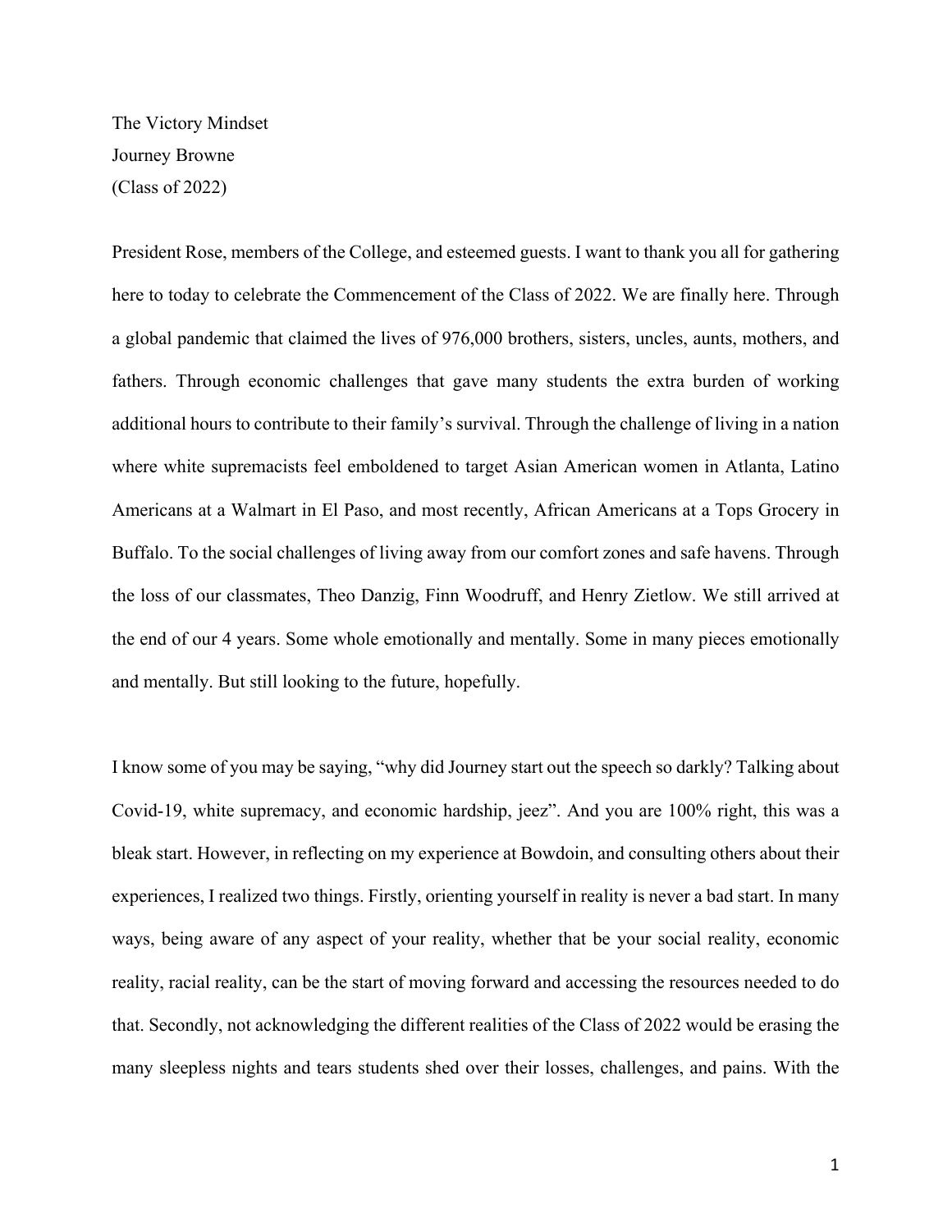The Victory Mindset

Journey Browne

(Class of 2022)

President Rose, members of the College, and esteemed guests. I want to thank you all for gathering here to today to celebrate the Commencement of the Class of 2022. We are finally here. Through a global pandemic that claimed the lives of 976,000 brothers, sisters, uncles, aunts, mothers, and fathers. Through economic challenges that gave many students the extra burden of working additional hours to contribute to their family's survival. Through the challenge of living in a nation where white supremacists feel emboldened to target Asian American women in Atlanta, Latino Americans at a Walmart in El Paso, and most recently, African Americans at a Tops Grocery in Buffalo. To the social challenges of living away from our comfort zones and safe havens. Through the loss of our classmates, Theo Danzig, Finn Woodruff, and Henry Zietlow. We still arrived at the end of our 4 years. Some whole emotionally and mentally. Some in many pieces emotionally and mentally. But still looking to the future, hopefully.

I know some of you may be saying, "why did Journey start out the speech so darkly? Talking about Covid-19, white supremacy, and economic hardship, jeez". And you are 100% right, this was a bleak start. However, in reflecting on my experience at Bowdoin, and consulting others about their experiences, I realized two things. Firstly, orienting yourself in reality is never a bad start. In many ways, being aware of any aspect of your reality, whether that be your social reality, economic reality, racial reality, can be the start of moving forward and accessing the resources needed to do that. Secondly, not acknowledging the different realities of the Class of 2022 would be erasing the many sleepless nights and tears students shed over their losses, challenges, and pains. With the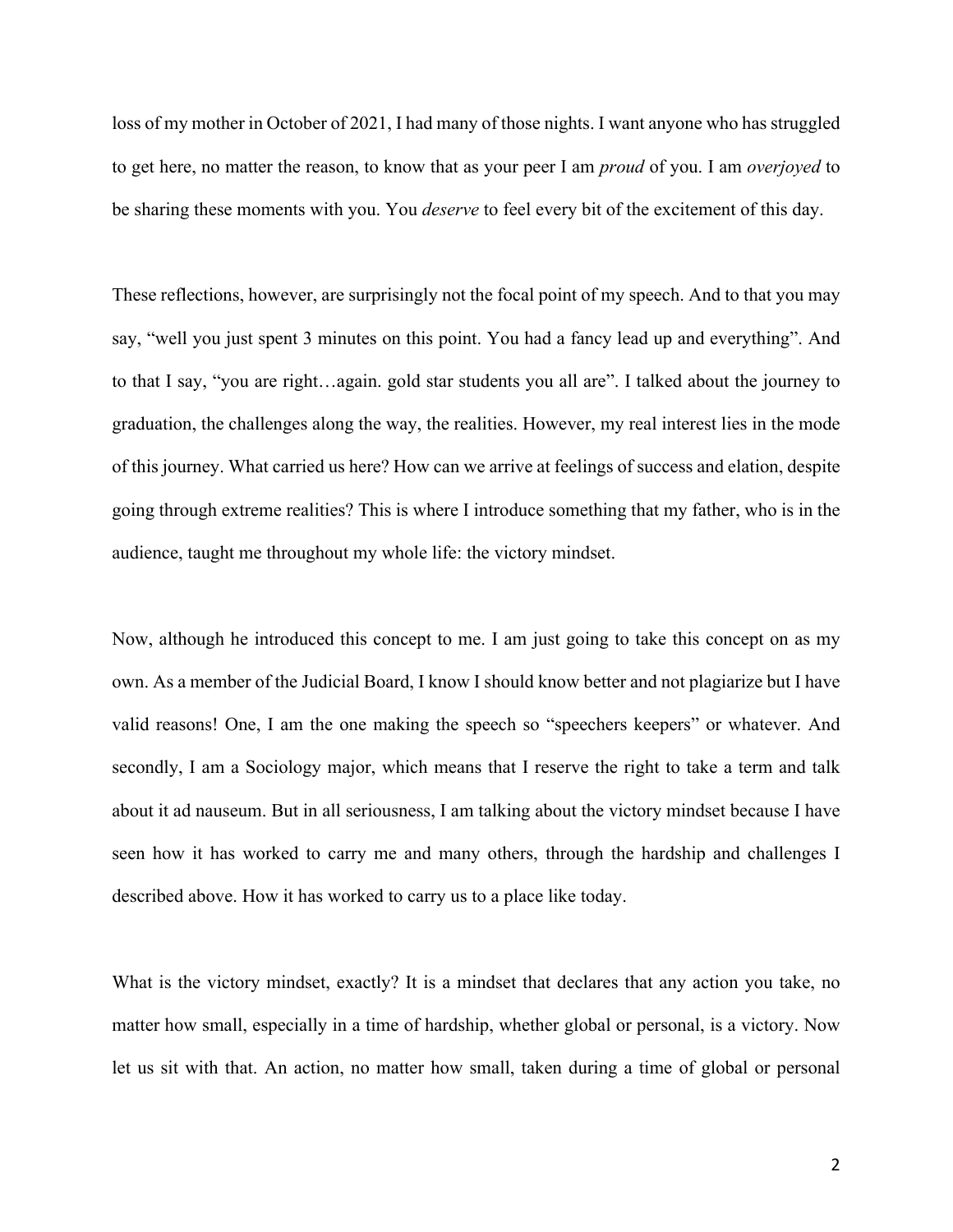loss of my mother in October of 2021, I had many of those nights. I want anyone who has struggled to get here, no matter the reason, to know that as your peer I am *proud* of you. I am *overjoyed* to be sharing these moments with you. You *deserve* to feel every bit of the excitement of this day.

These reflections, however, are surprisingly not the focal point of my speech. And to that you may say, "well you just spent 3 minutes on this point. You had a fancy lead up and everything". And to that I say, "you are right…again. gold star students you all are". I talked about the journey to graduation, the challenges along the way, the realities. However, my real interest lies in the mode of this journey. What carried us here? How can we arrive at feelings of success and elation, despite going through extreme realities? This is where I introduce something that my father, who is in the audience, taught me throughout my whole life: the victory mindset.

Now, although he introduced this concept to me. I am just going to take this concept on as my own. As a member of the Judicial Board, I know I should know better and not plagiarize but I have valid reasons! One, I am the one making the speech so "speechers keepers" or whatever. And secondly, I am a Sociology major, which means that I reserve the right to take a term and talk about it ad nauseum. But in all seriousness, I am talking about the victory mindset because I have seen how it has worked to carry me and many others, through the hardship and challenges I described above. How it has worked to carry us to a place like today.

What is the victory mindset, exactly? It is a mindset that declares that any action you take, no matter how small, especially in a time of hardship, whether global or personal, is a victory. Now let us sit with that. An action, no matter how small, taken during a time of global or personal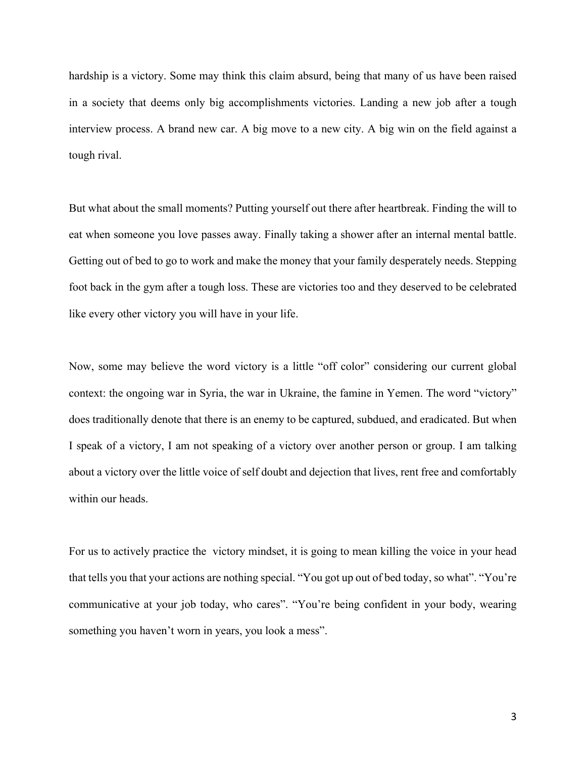hardship is a victory. Some may think this claim absurd, being that many of us have been raised in a society that deems only big accomplishments victories. Landing a new job after a tough interview process. A brand new car. A big move to a new city. A big win on the field against a tough rival.

But what about the small moments? Putting yourself out there after heartbreak. Finding the will to eat when someone you love passes away. Finally taking a shower after an internal mental battle. Getting out of bed to go to work and make the money that your family desperately needs. Stepping foot back in the gym after a tough loss. These are victories too and they deserved to be celebrated like every other victory you will have in your life.

Now, some may believe the word victory is a little "off color" considering our current global context: the ongoing war in Syria, the war in Ukraine, the famine in Yemen. The word "victory" does traditionally denote that there is an enemy to be captured, subdued, and eradicated. But when I speak of a victory, I am not speaking of a victory over another person or group. I am talking about a victory over the little voice of self doubt and dejection that lives, rent free and comfortably within our heads.

For us to actively practice the victory mindset, it is going to mean killing the voice in your head that tells you that your actions are nothing special. "You got up out of bed today, so what". "You're communicative at your job today, who cares". "You're being confident in your body, wearing something you haven't worn in years, you look a mess".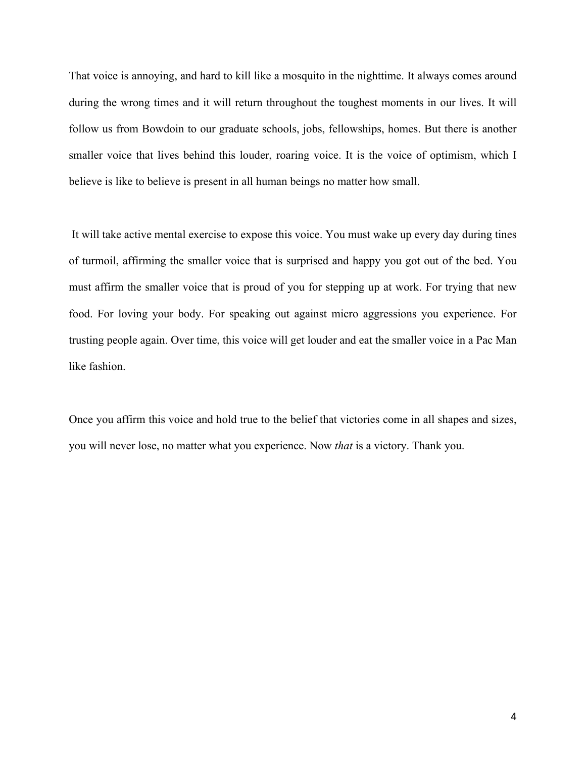That voice is annoying, and hard to kill like a mosquito in the nighttime. It always comes around during the wrong times and it will return throughout the toughest moments in our lives. It will follow us from Bowdoin to our graduate schools, jobs, fellowships, homes. But there is another smaller voice that lives behind this louder, roaring voice. It is the voice of optimism, which I believe is like to believe is present in all human beings no matter how small.

It will take active mental exercise to expose this voice. You must wake up every day during tines of turmoil, affirming the smaller voice that is surprised and happy you got out of the bed. You must affirm the smaller voice that is proud of you for stepping up at work. For trying that new food. For loving your body. For speaking out against micro aggressions you experience. For trusting people again. Over time, this voice will get louder and eat the smaller voice in a Pac Man like fashion.

Once you affirm this voice and hold true to the belief that victories come in all shapes and sizes, you will never lose, no matter what you experience. Now *that* is a victory. Thank you.